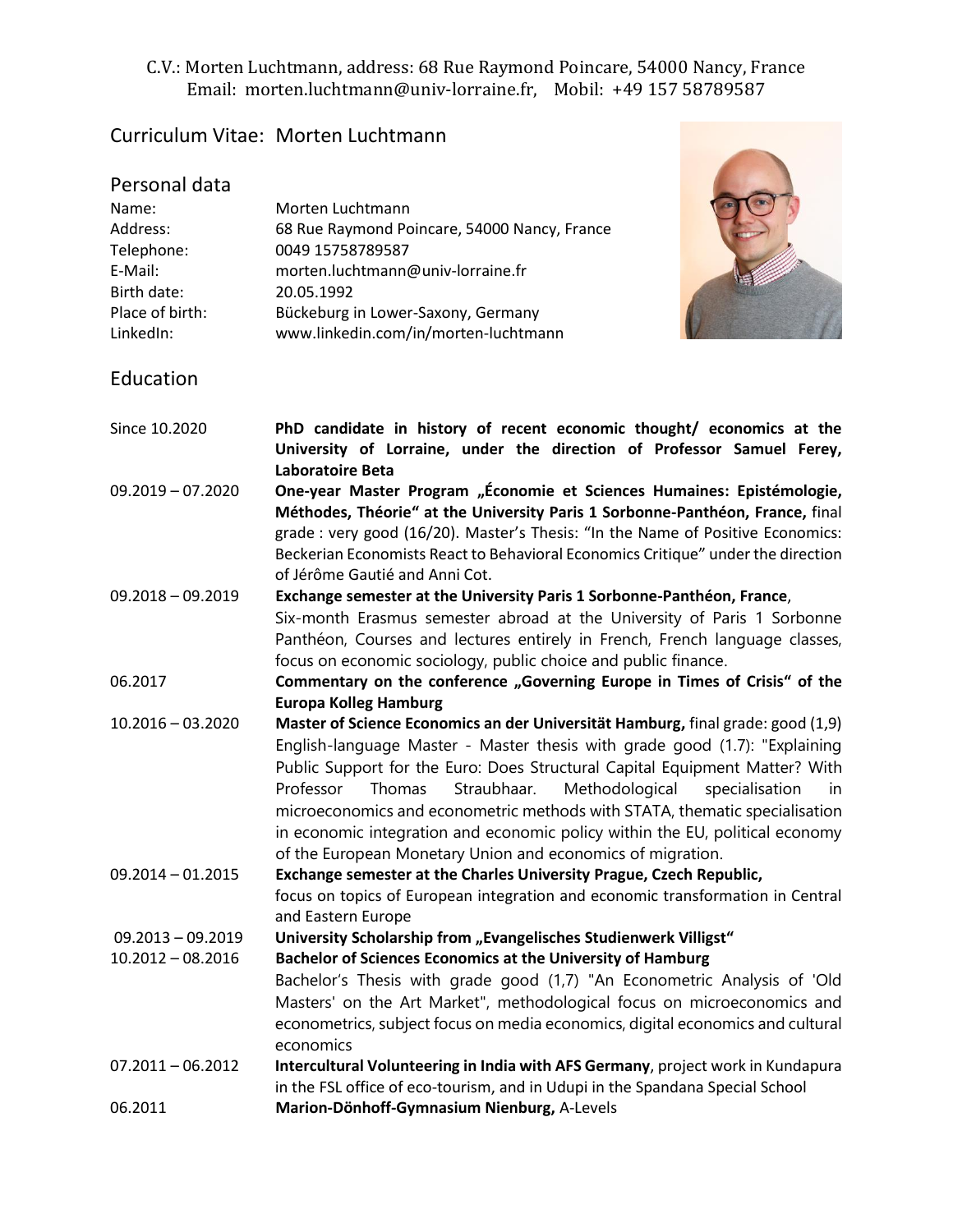C.V.: Morten Luchtmann, address: 68 Rue Raymond Poincare, 54000 Nancy, France
Email: morten.luchtmann@univ-lorraine.fr, Mobil: +49 157 58789587

# Curriculum Vitae: Morten Luchtmann

## Personal data

| | |
|---|---|
| Name: | Morten Luchtmann |
| Address: | 68 Rue Raymond Poincare, 54000 Nancy, France |
| Telephone: | 0049 15758789587 |
| E-Mail: | morten.luchtmann@univ-lorraine.fr |
| Birth date: | 20.05.1992 |
| Place of birth: | Bückeburg in Lower-Saxony, Germany |
| LinkedIn: | www.linkedin.com/in/morten-luchtmann |

## Education

| | |
|---|---|
| Since 10.2020 | **PhD candidate in history of recent economic thought/ economics at the University of Lorraine, under the direction of Professor Samuel Ferey, Laboratoire Beta** |
| 09.2019 – 07.2020 | **One-year Master Program „Économie et Sciences Humaines: Epistémologie, Méthodes, Théorie“ at the University Paris 1 Sorbonne-Panthéon, France,** final grade : very good (16/20). Master's Thesis: "In the Name of Positive Economics: Beckerian Economists React to Behavioral Economics Critique" under the direction of Jérôme Gautié and Anni Cot. |
| 09.2018 – 09.2019 | **Exchange semester at the University Paris 1 Sorbonne-Panthéon, France**, Six-month Erasmus semester abroad at the University of Paris 1 Sorbonne Panthéon, Courses and lectures entirely in French, French language classes, focus on economic sociology, public choice and public finance. |
| 06.2017 | **Commentary on the conference „Governing Europe in Times of Crisis“ of the Europa Kolleg Hamburg** |
| 10.2016 – 03.2020 | **Master of Science Economics an der Universität Hamburg,** final grade: good (1,9) English-language Master - Master thesis with grade good (1.7): "Explaining Public Support for the Euro: Does Structural Capital Equipment Matter? With Professor Thomas Straubhaar. Methodological specialisation in microeconomics and econometric methods with STATA, thematic specialisation in economic integration and economic policy within the EU, political economy of the European Monetary Union and economics of migration. |
| 09.2014 – 01.2015 | **Exchange semester at the Charles University Prague, Czech Republic,** focus on topics of European integration and economic transformation in Central and Eastern Europe |
| 09.2013 – 09.2019 | **University Scholarship from „Evangelisches Studienwerk Villigst“** |
| 10.2012 – 08.2016 | **Bachelor of Sciences Economics at the University of Hamburg** Bachelor's Thesis with grade good (1,7) "An Econometric Analysis of 'Old Masters' on the Art Market", methodological focus on microeconomics and econometrics, subject focus on media economics, digital economics and cultural economics |
| 07.2011 – 06.2012 | **Intercultural Volunteering in India with AFS Germany**, project work in Kundapura in the FSL office of eco-tourism, and in Udupi in the Spandana Special School |
| 06.2011 | **Marion-Dönhoff-Gymnasium Nienburg,** A-Levels |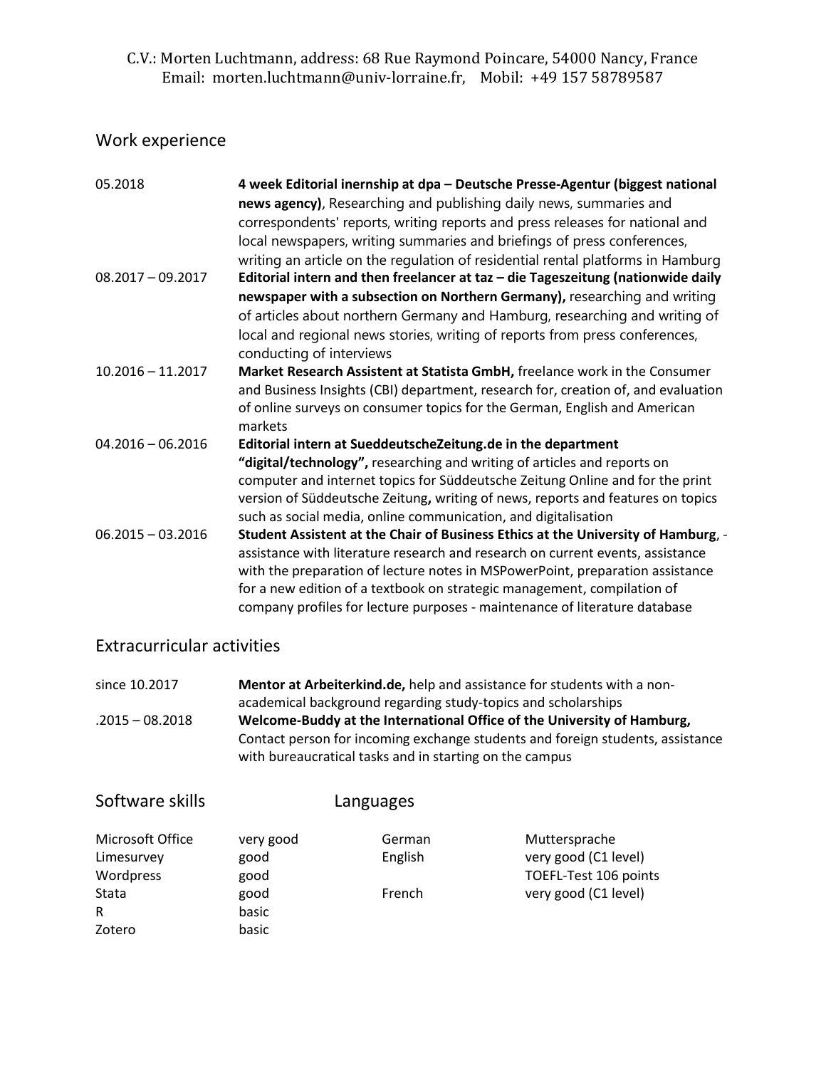C.V.: Morten Luchtmann, address: 68 Rue Raymond Poincare, 54000 Nancy, France
Email: morten.luchtmann@univ-lorraine.fr, Mobil: +49 157 58789587

## Work experience

| | |
|---|---|
| 05.2018 | **4 week Editorial inernship at dpa – Deutsche Presse-Agentur (biggest national news agency)**, Researching and publishing daily news, summaries and correspondents' reports, writing reports and press releases for national and local newspapers, writing summaries and briefings of press conferences, writing an article on the regulation of residential rental platforms in Hamburg |
| 08.2017 – 09.2017 | **Editorial intern and then freelancer at taz – die Tageszeitung (nationwide daily newspaper with a subsection on Northern Germany),** researching and writing of articles about northern Germany and Hamburg, researching and writing of local and regional news stories, writing of reports from press conferences, conducting of interviews |
| 10.2016 – 11.2017 | **Market Research Assistent at Statista GmbH,** freelance work in the Consumer and Business Insights (CBI) department, research for, creation of, and evaluation of online surveys on consumer topics for the German, English and American markets |
| 04.2016 – 06.2016 | **Editorial intern at SueddeutscheZeitung.de in the department "digital/technology",** researching and writing of articles and reports on computer and internet topics for Süddeutsche Zeitung Online and for the print version of Süddeutsche Zeitung**,** writing of news, reports and features on topics such as social media, online communication, and digitalisation |
| 06.2015 – 03.2016 | **Student Assistent at the Chair of Business Ethics at the University of Hamburg**, - assistance with literature research and research on current events, assistance with the preparation of lecture notes in MSPowerPoint, preparation assistance for a new edition of a textbook on strategic management, compilation of company profiles for lecture purposes - maintenance of literature database |

## Extracurricular activities

| | |
|---|---|
| since 10.2017 | **Mentor at Arbeiterkind.de,** help and assistance for students with a non-academical background regarding study-topics and scholarships |
| .2015 – 08.2018 | **Welcome-Buddy at the International Office of the University of Hamburg,** Contact person for incoming exchange students and foreign students, assistance with bureaucratical tasks and in starting on the campus |

## Software skills

| | |
|---|---|
| Microsoft Office | very good |
| Limesurvey | good |
| Wordpress | good |
| Stata | good |
| R | basic |
| Zotero | basic |

## Languages

| | |
|---|---|
| German | Muttersprache |
| English | very good (C1 level) |
| | TOEFL-Test 106 points |
| French | very good (C1 level) |